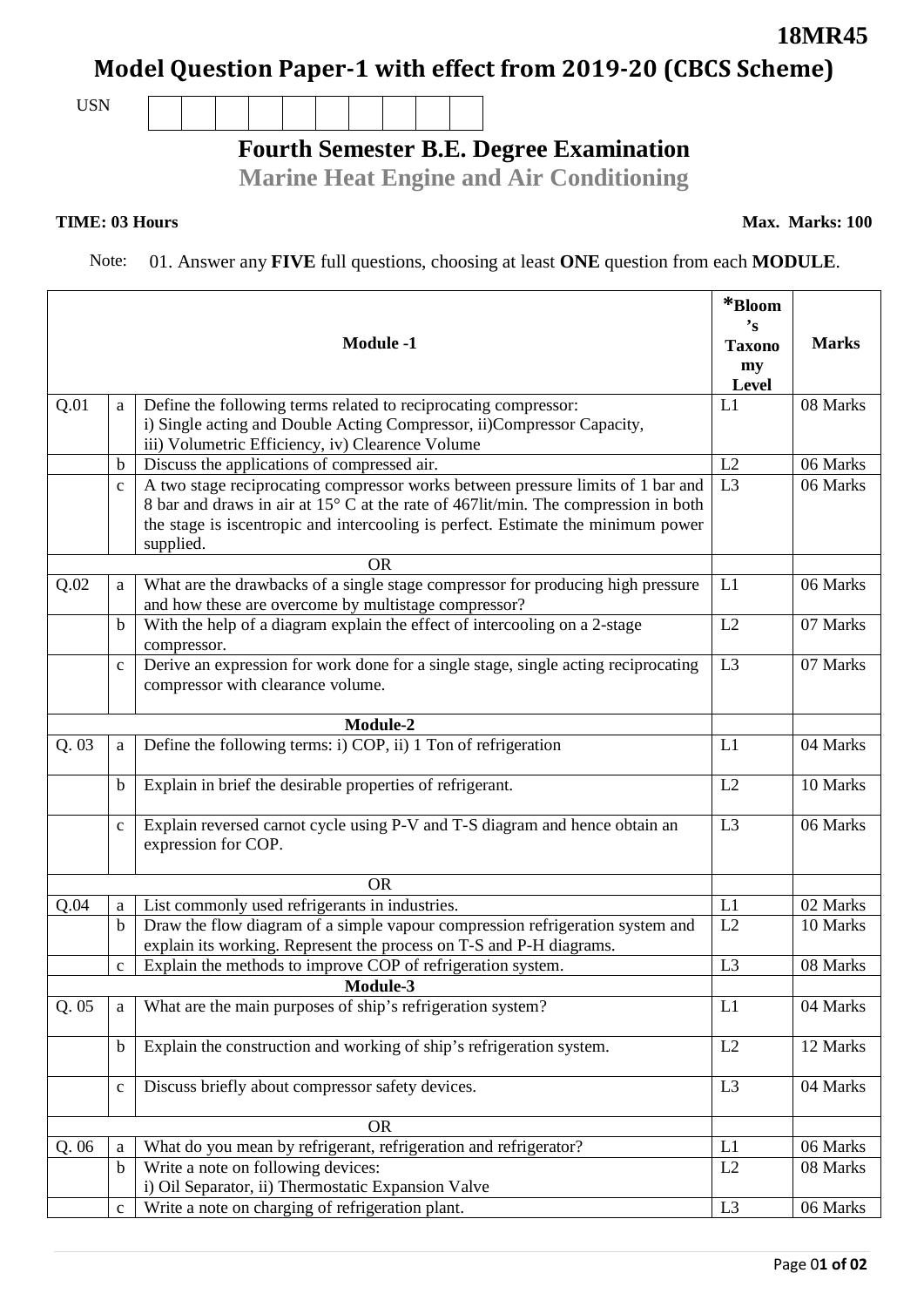**18MR45**

# Model Question Paper-1 with effect from 2019-20 (CBCS Scheme)

USN | | | | | | | | | | |

## Fourth Semester B.E. Degree Examination

## Marine Heat Engine and Air Conditioning

**TIME: 03 Hours** **Max. Marks: 100**

Note: 01. Answer any **FIVE** full questions, choosing at least **ONE** question from each **MODULE**.

| | | **Module -1** | ***Bloom's Taxonomy Level** | **Marks** |
|---|---|---|---|---|
| Q.01 | a | Define the following terms related to reciprocating compressor: i) Single acting and Double Acting Compressor, ii)Compressor Capacity, iii) Volumetric Efficiency, iv) Clearence Volume | L1 | 08 Marks |
| | b | Discuss the applications of compressed air. | L2 | 06 Marks |
| | c | A two stage reciprocating compressor works between pressure limits of 1 bar and 8 bar and draws in air at 15° C at the rate of 467lit/min. The compression in both the stage is iscentropic and intercooling is perfect. Estimate the minimum power supplied. | L3 | 06 Marks |
| | | OR | | |
| Q.02 | a | What are the drawbacks of a single stage compressor for producing high pressure and how these are overcome by multistage compressor? | L1 | 06 Marks |
| | b | With the help of a diagram explain the effect of intercooling on a 2-stage compressor. | L2 | 07 Marks |
| | c | Derive an expression for work done for a single stage, single acting reciprocating compressor with clearance volume. | L3 | 07 Marks |
| | | **Module-2** | | |
| Q. 03 | a | Define the following terms: i) COP, ii) 1 Ton of refrigeration | L1 | 04 Marks |
| | b | Explain in brief the desirable properties of refrigerant. | L2 | 10 Marks |
| | c | Explain reversed carnot cycle using P-V and T-S diagram and hence obtain an expression for COP. | L3 | 06 Marks |
| | | OR | | |
| Q.04 | a | List commonly used refrigerants in industries. | L1 | 02 Marks |
| | b | Draw the flow diagram of a simple vapour compression refrigeration system and explain its working. Represent the process on T-S and P-H diagrams. | L2 | 10 Marks |
| | c | Explain the methods to improve COP of refrigeration system. | L3 | 08 Marks |
| | | **Module-3** | | |
| Q. 05 | a | What are the main purposes of ship's refrigeration system? | L1 | 04 Marks |
| | b | Explain the construction and working of ship's refrigeration system. | L2 | 12 Marks |
| | c | Discuss briefly about compressor safety devices. | L3 | 04 Marks |
| | | OR | | |
| Q. 06 | a | What do you mean by refrigerant, refrigeration and refrigerator? | L1 | 06 Marks |
| | b | Write a note on following devices: i) Oil Separator, ii) Thermostatic Expansion Valve | L2 | 08 Marks |
| | c | Write a note on charging of refrigeration plant. | L3 | 06 Marks |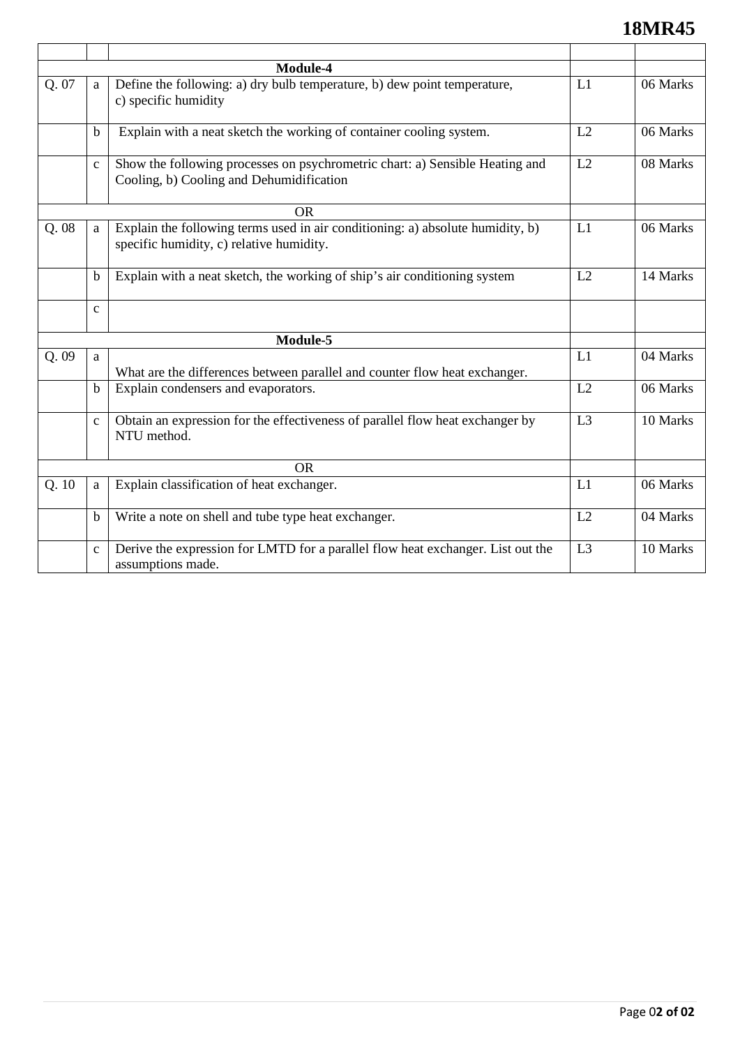| | | | | |
|---|---|---|---|---|
| | | | | |
| | | **Module-4** | | |
| Q. 07 | a | Define the following: a) dry bulb temperature, b) dew point temperature, c) specific humidity | L1 | 06 Marks |
| | b | Explain with a neat sketch the working of container cooling system. | L2 | 06 Marks |
| | c | Show the following processes on psychrometric chart: a) Sensible Heating and Cooling, b) Cooling and Dehumidification | L2 | 08 Marks |
| | | OR | | |
| Q. 08 | a | Explain the following terms used in air conditioning: a) absolute humidity, b) specific humidity, c) relative humidity. | L1 | 06 Marks |
| | b | Explain with a neat sketch, the working of ship's air conditioning system | L2 | 14 Marks |
| | c | | | |
| | | **Module-5** | | |
| Q. 09 | a | What are the differences between parallel and counter flow heat exchanger. | L1 | 04 Marks |
| | b | Explain condensers and evaporators. | L2 | 06 Marks |
| | c | Obtain an expression for the effectiveness of parallel flow heat exchanger by NTU method. | L3 | 10 Marks |
| | | OR | | |
| Q. 10 | a | Explain classification of heat exchanger. | L1 | 06 Marks |
| | b | Write a note on shell and tube type heat exchanger. | L2 | 04 Marks |
| | c | Derive the expression for LMTD for a parallel flow heat exchanger. List out the assumptions made. | L3 | 10 Marks |